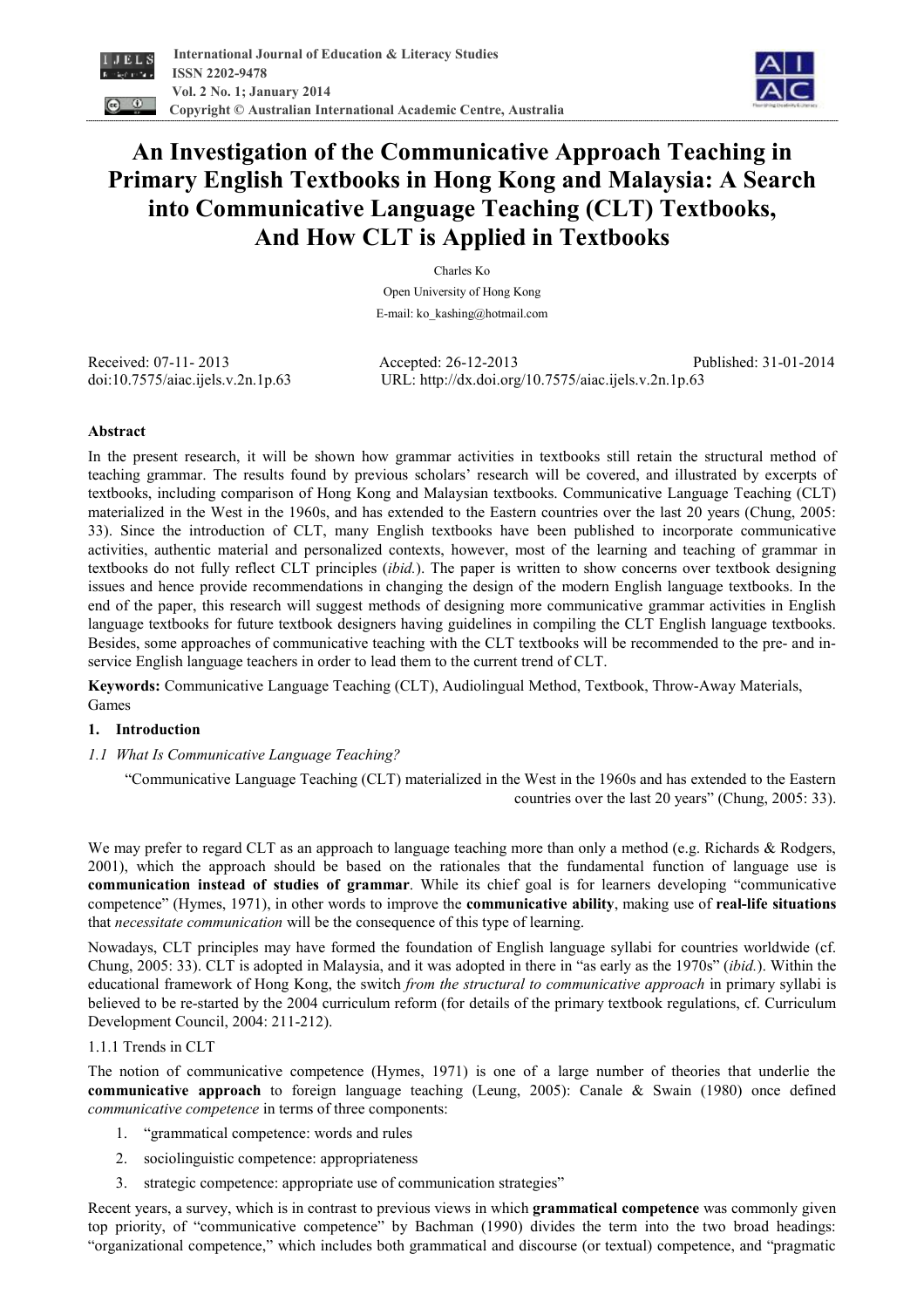# An Investigation of the Communicative Approach Teaching in Primary English Textbooks in Hong Kong and Malaysia: A Search into Communicative Language Teaching (CLT) Textbooks, And How CLT is Applied in Textbooks

Charles Ko

Open University of Hong Kong

E-mail: ko_kashing@hotmail.com

Received: 07-11- 2013 Accepted: 26-12-2013 Published: 31-01-2014

doi:10.7575/aiac.ijels.v.2n.1p.63 URL: http://dx.doi.org/10.7575/aiac.ijels.v.2n.1p.63

## Abstract

In the present research, it will be shown how grammar activities in textbooks still retain the structural method of teaching grammar. The results found by previous scholars' research will be covered, and illustrated by excerpts of textbooks, including comparison of Hong Kong and Malaysian textbooks. Communicative Language Teaching (CLT) materialized in the West in the 1960s, and has extended to the Eastern countries over the last 20 years (Chung, 2005: 33). Since the introduction of CLT, many English textbooks have been published to incorporate communicative activities, authentic material and personalized contexts, however, most of the learning and teaching of grammar in textbooks do not fully reflect CLT principles (*ibid.*). The paper is written to show concerns over textbook designing issues and hence provide recommendations in changing the design of the modern English language textbooks. In the end of the paper, this research will suggest methods of designing more communicative grammar activities in English language textbooks for future textbook designers having guidelines in compiling the CLT English language textbooks. Besides, some approaches of communicative teaching with the CLT textbooks will be recommended to the pre- and in-service English language teachers in order to lead them to the current trend of CLT.

**Keywords:** Communicative Language Teaching (CLT), Audiolingual Method, Textbook, Throw-Away Materials, Games

## 1. Introduction

### 1.1 What Is Communicative Language Teaching?

> "Communicative Language Teaching (CLT) materialized in the West in the 1960s and has extended to the Eastern countries over the last 20 years" (Chung, 2005: 33).

We may prefer to regard CLT as an approach to language teaching more than only a method (e.g. Richards & Rodgers, 2001), which the approach should be based on the rationales that the fundamental function of language use is **communication instead of studies of grammar**. While its chief goal is for learners developing "communicative competence" (Hymes, 1971), in other words to improve the **communicative ability**, making use of **real-life situations** that *necessitate communication* will be the consequence of this type of learning.

Nowadays, CLT principles may have formed the foundation of English language syllabi for countries worldwide (cf. Chung, 2005: 33). CLT is adopted in Malaysia, and it was adopted in there in "as early as the 1970s" (*ibid.*). Within the educational framework of Hong Kong, the switch *from the structural to communicative approach* in primary syllabi is believed to be re-started by the 2004 curriculum reform (for details of the primary textbook regulations, cf. Curriculum Development Council, 2004: 211-212).

#### 1.1.1 Trends in CLT

The notion of communicative competence (Hymes, 1971) is one of a large number of theories that underlie the **communicative approach** to foreign language teaching (Leung, 2005): Canale & Swain (1980) once defined *communicative competence* in terms of three components:

1. "grammatical competence: words and rules
2. sociolinguistic competence: appropriateness
3. strategic competence: appropriate use of communication strategies"

Recent years, a survey, which is in contrast to previous views in which **grammatical competence** was commonly given top priority, of "communicative competence" by Bachman (1990) divides the term into the two broad headings: "organizational competence," which includes both grammatical and discourse (or textual) competence, and "pragmatic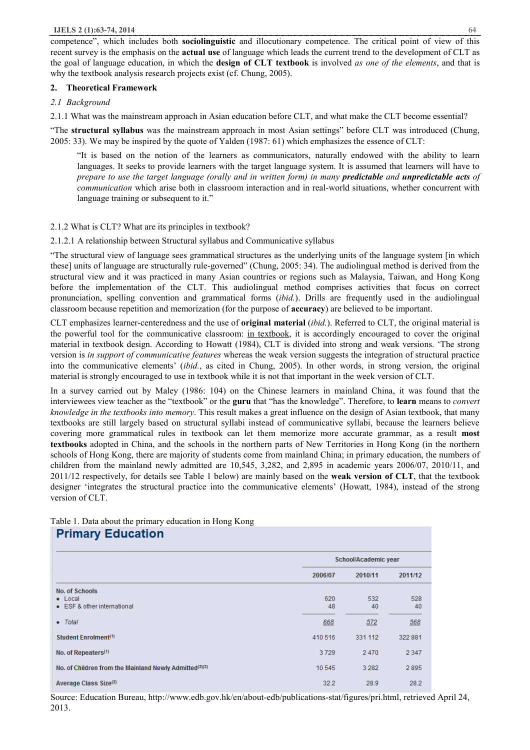competence", which includes both **sociolinguistic** and illocutionary competence. The critical point of view of this recent survey is the emphasis on the **actual use** of language which leads the current trend to the development of CLT as the goal of language education, in which the **design of CLT textbook** is involved *as one of the elements*, and that is why the textbook analysis research projects exist (cf. Chung, 2005).

## 2. Theoretical Framework

### 2.1 Background

2.1.1 What was the mainstream approach in Asian education before CLT, and what make the CLT become essential?

"The **structural syllabus** was the mainstream approach in most Asian settings" before CLT was introduced (Chung, 2005: 33). We may be inspired by the quote of Yalden (1987: 61) which emphasizes the essence of CLT:

> "It is based on the notion of the learners as communicators, naturally endowed with the ability to learn languages. It seeks to provide learners with the target language system. It is assumed that learners will have to *prepare to use the target language (orally and in written form) in many* ***predictable*** *and* ***unpredictable acts*** *of communication* which arise both in classroom interaction and in real-world situations, whether concurrent with language training or subsequent to it."

2.1.2 What is CLT? What are its principles in textbook?

2.1.2.1 A relationship between Structural syllabus and Communicative syllabus

"The structural view of language sees grammatical structures as the underlying units of the language system [in which these] units of language are structurally rule-governed" (Chung, 2005: 34). The audiolingual method is derived from the structural view and it was practiced in many Asian countries or regions such as Malaysia, Taiwan, and Hong Kong before the implementation of the CLT. This audiolingual method comprises activities that focus on correct pronunciation, spelling convention and grammatical forms (*ibid.*). Drills are frequently used in the audiolingual classroom because repetition and memorization (for the purpose of **accuracy**) are believed to be important.

CLT emphasizes learner-centeredness and the use of **original material** (*ibid.*). Referred to CLT, the original material is the powerful tool for the communicative classroom: in textbook, it is accordingly encouraged to cover the original material in textbook design. According to Howatt (1984), CLT is divided into strong and weak versions. 'The strong version is *in support of communicative features* whereas the weak version suggests the integration of structural practice into the communicative elements' (*ibid.*, as cited in Chung, 2005). In other words, in strong version, the original material is strongly encouraged to use in textbook while it is not that important in the week version of CLT.

In a survey carried out by Maley (1986: 104) on the Chinese learners in mainland China, it was found that the interviewees view teacher as the "textbook" or the **guru** that "has the knowledge". Therefore, to **learn** means to *convert knowledge in the textbooks into memory*. This result makes a great influence on the design of Asian textbook, that many textbooks are still largely based on structural syllabi instead of communicative syllabi, because the learners believe covering more grammatical rules in textbook can let them memorize more accurate grammar, as a result **most textbooks** adopted in China, and the schools in the northern parts of New Territories in Hong Kong (in the northern schools of Hong Kong, there are majority of students come from mainland China; in primary education, the numbers of children from the mainland newly admitted are 10,545, 3,282, and 2,895 in academic years 2006/07, 2010/11, and 2011/12 respectively, for details see Table 1 below) are mainly based on the **weak version of CLT**, that the textbook designer 'integrates the structural practice into the communicative elements' (Howatt, 1984), instead of the strong version of CLT.

Table 1. Data about the primary education in Hong Kong

**Primary Education**

| | School/Academic year | | |
|---|---|---|---|
| | 2006/07 | 2010/11 | 2011/12 |
| **No. of Schools** | | | |
| • Local | 620 | 532 | 528 |
| • ESF & other international | 48 | 40 | 40 |
| • *Total* | *668* | *572* | *568* |
| **Student Enrolment**(1) | 410 516 | 331 112 | 322 881 |
| **No. of Repeaters**(1) | 3 729 | 2 470 | 2 347 |
| **No. of Children from the Mainland Newly Admitted**(2)(3) | 10 545 | 3 282 | 2 895 |
| **Average Class Size**(2) | 32.2 | 28.9 | 28.2 |

Source: Education Bureau, http://www.edb.gov.hk/en/about-edb/publications-stat/figures/pri.html, retrieved April 24, 2013.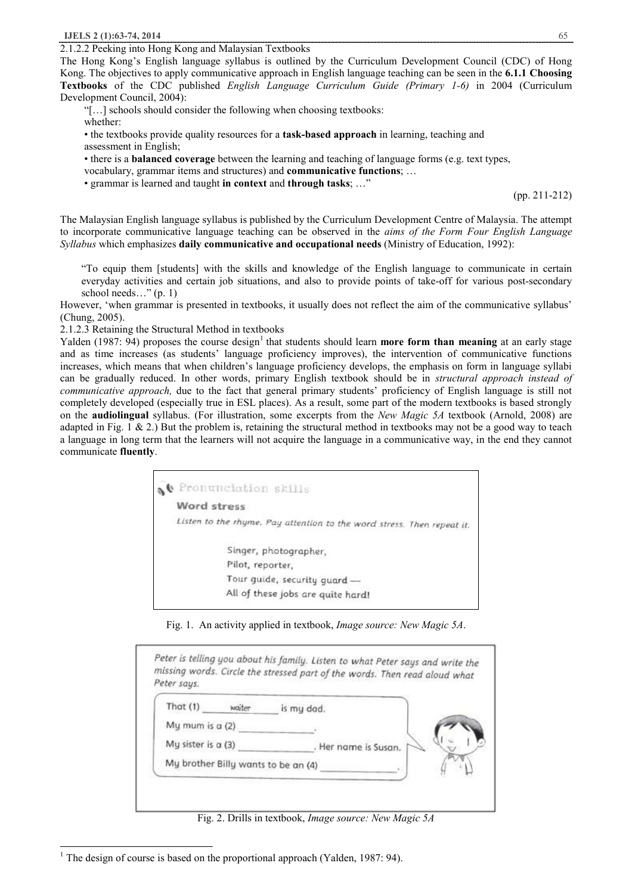2.1.2.2 Peeking into Hong Kong and Malaysian Textbooks

The Hong Kong's English language syllabus is outlined by the Curriculum Development Council (CDC) of Hong Kong. The objectives to apply communicative approach in English language teaching can be seen in the **6.1.1 Choosing Textbooks** of the CDC published *English Language Curriculum Guide (Primary 1-6)* in 2004 (Curriculum Development Council, 2004):

> "[…] schools should consider the following when choosing textbooks:
> whether:
> • the textbooks provide quality resources for a **task-based approach** in learning, teaching and assessment in English;
> • there is a **balanced coverage** between the learning and teaching of language forms (e.g. text types, vocabulary, grammar items and structures) and **communicative functions**; …
> • grammar is learned and taught **in context** and **through tasks**; …"
>
> (pp. 211-212)

The Malaysian English language syllabus is published by the Curriculum Development Centre of Malaysia. The attempt to incorporate communicative language teaching can be observed in the *aims of the Form Four English Language Syllabus* which emphasizes **daily communicative and occupational needs** (Ministry of Education, 1992):

> "To equip them [students] with the skills and knowledge of the English language to communicate in certain everyday activities and certain job situations, and also to provide points of take-off for various post-secondary school needs…" (p. 1)

However, 'when grammar is presented in textbooks, it usually does not reflect the aim of the communicative syllabus' (Chung, 2005).

2.1.2.3 Retaining the Structural Method in textbooks

Yalden (1987: 94) proposes the course design[1] that students should learn **more form than meaning** at an early stage and as time increases (as students' language proficiency improves), the intervention of communicative functions increases, which means that when children's language proficiency develops, the emphasis on form in language syllabi can be gradually reduced. In other words, primary English textbook should be in *structural approach instead of communicative approach,* due to the fact that general primary students' proficiency of English language is still not completely developed (especially true in ESL places). As a result, some part of the modern textbooks is based strongly on the **audiolingual** syllabus. (For illustration, some excerpts from the *New Magic 5A* textbook (Arnold, 2008) are adapted in Fig. 1 & 2.) But the problem is, retaining the structural method in textbooks may not be a good way to teach a language in long term that the learners will not acquire the language in a communicative way, in the end they cannot communicate **fluently**.

> **Pronunciation skills**
>
> **Word stress**
>
> *Listen to the rhyme. Pay attention to the word stress. Then repeat it.*
>
> Singer, photographer,
> Pilot, reporter,
> Tour guide, security guard —
> All of these jobs are quite hard!

Fig. 1. An activity applied in textbook, *Image source: New Magic 5A*.

> *Peter is telling you about his family. Listen to what Peter says and write the missing words. Circle the stressed part of the words. Then read aloud what Peter says.*
>
> That (1) ___waiter___ is my dad.
> My mum is a (2) ______________.
> My sister is a (3) ______________. Her name is Susan.
> My brother Billy wants to be an (4) ______________.

Fig. 2. Drills in textbook, *Image source: New Magic 5A*

[1] The design of course is based on the proportional approach (Yalden, 1987: 94).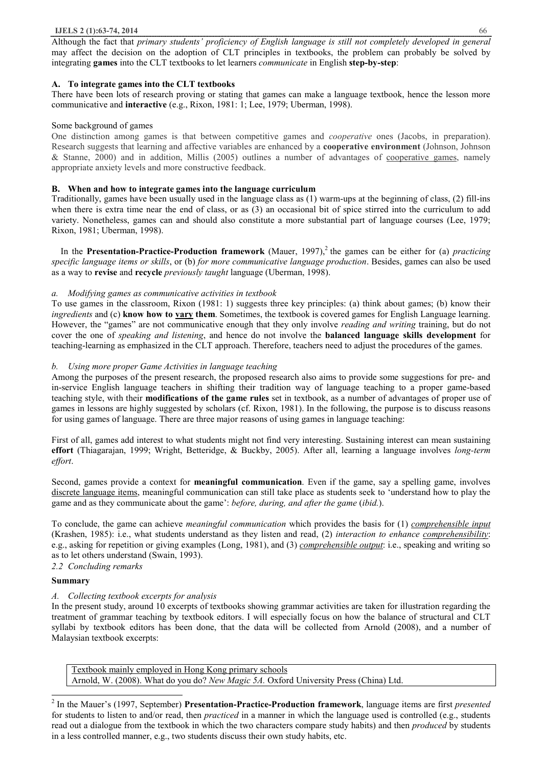Although the fact that *primary students' proficiency of English language is still not completely developed in general* may affect the decision on the adoption of CLT principles in textbooks, the problem can probably be solved by integrating **games** into the CLT textbooks to let learners *communicate* in English **step-by-step**:

**A. To integrate games into the CLT textbooks**

There have been lots of research proving or stating that games can make a language textbook, hence the lesson more communicative and **interactive** (e.g., Rixon, 1981: 1; Lee, 1979; Uberman, 1998).

Some background of games

One distinction among games is that between competitive games and *cooperative* ones (Jacobs, in preparation). Research suggests that learning and affective variables are enhanced by a **cooperative environment** (Johnson, Johnson & Stanne, 2000) and in addition, Millis (2005) outlines a number of advantages of <u>cooperative games</u>, namely appropriate anxiety levels and more constructive feedback.

**B. When and how to integrate games into the language curriculum**

Traditionally, games have been usually used in the language class as (1) warm-ups at the beginning of class, (2) fill-ins when there is extra time near the end of class, or as (3) an occasional bit of spice stirred into the curriculum to add variety. Nonetheless, games can and should also constitute a more substantial part of language courses (Lee, 1979; Rixon, 1981; Uberman, 1998).

In the **Presentation-Practice-Production framework** (Mauer, 1997),[2] the games can be either for (a) *practicing specific language items or skills*, or (b) *for more communicative language production*. Besides, games can also be used as a way to **revise** and **recycle** *previously taught* language (Uberman, 1998).

*a. Modifying games as communicative activities in textbook*

To use games in the classroom, Rixon (1981: 1) suggests three key principles: (a) think about games; (b) know their *ingredients* and (c) **know how to <u>vary</u> them**. Sometimes, the textbook is covered games for English Language learning. However, the "games" are not communicative enough that they only involve *reading and writing* training, but do not cover the one of *speaking and listening*, and hence do not involve the **balanced language skills development** for teaching-learning as emphasized in the CLT approach. Therefore, teachers need to adjust the procedures of the games.

*b. Using more proper Game Activities in language teaching*

Among the purposes of the present research, the proposed research also aims to provide some suggestions for pre- and in-service English language teachers in shifting their tradition way of language teaching to a proper game-based teaching style, with their **modifications of the game rules** set in textbook, as a number of advantages of proper use of games in lessons are highly suggested by scholars (cf. Rixon, 1981). In the following, the purpose is to discuss reasons for using games of language. There are three major reasons of using games in language teaching:

First of all, games add interest to what students might not find very interesting. Sustaining interest can mean sustaining **effort** (Thiagarajan, 1999; Wright, Betteridge, & Buckby, 2005). After all, learning a language involves *long-term effort*.

Second, games provide a context for **meaningful communication**. Even if the game, say a spelling game, involves <u>discrete language items</u>, meaningful communication can still take place as students seek to 'understand how to play the game and as they communicate about the game': *before, during, and after the game* (*ibid.*).

To conclude, the game can achieve *meaningful communication* which provides the basis for (1) <u>*comprehensible input*</u> (Krashen, 1985): i.e., what students understand as they listen and read, (2) *interaction to enhance <u>comprehensibility</u>*: e.g., asking for repetition or giving examples (Long, 1981), and (3) <u>*comprehensible output*</u>: i.e., speaking and writing so as to let others understand (Swain, 1993).

*2.2 Concluding remarks*

**Summary**

*A. Collecting textbook excerpts for analysis*

In the present study, around 10 excerpts of textbooks showing grammar activities are taken for illustration regarding the treatment of grammar teaching by textbook editors. I will especially focus on how the balance of structural and CLT syllabi by textbook editors has been done, that the data will be collected from Arnold (2008), and a number of Malaysian textbook excerpts:

| <u>Textbook mainly employed in Hong Kong primary schools</u> |
|---|
| Arnold, W. (2008). What do you do? *New Magic 5A.* Oxford University Press (China) Ltd. |

[2] In the Mauer's (1997, September) **Presentation-Practice-Production framework**, language items are first *presented* for students to listen to and/or read, then *practiced* in a manner in which the language used is controlled (e.g., students read out a dialogue from the textbook in which the two characters compare study habits) and then *produced* by students in a less controlled manner, e.g., two students discuss their own study habits, etc.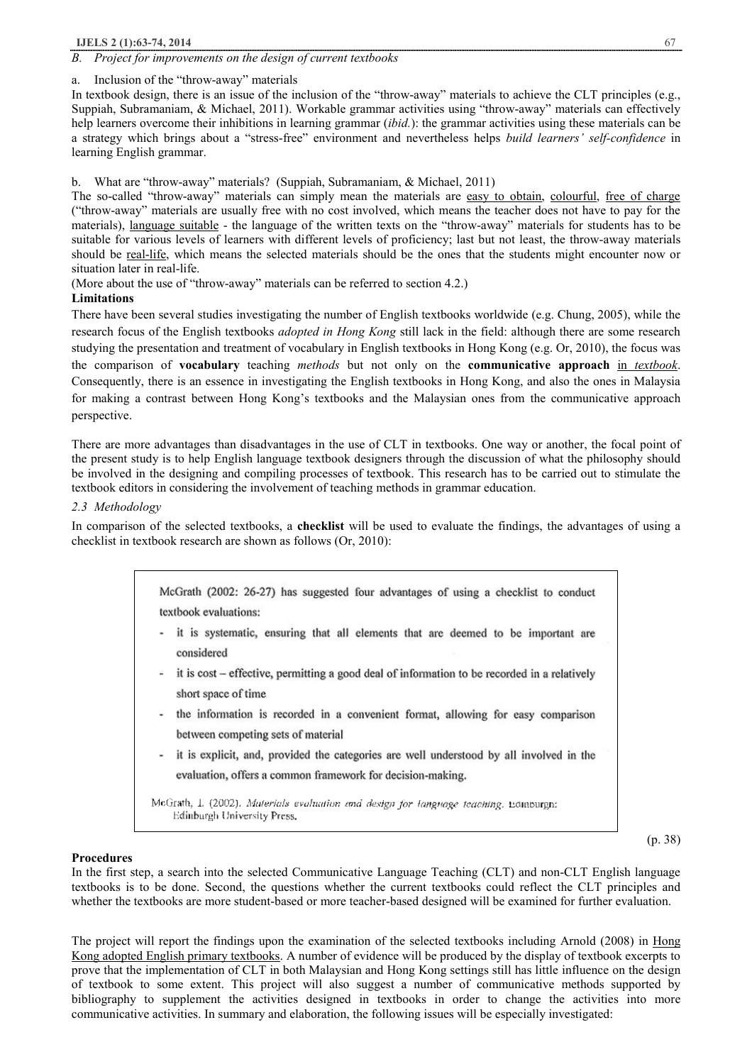*B. Project for improvements on the design of current textbooks*

a. Inclusion of the "throw-away" materials

In textbook design, there is an issue of the inclusion of the "throw-away" materials to achieve the CLT principles (e.g., Suppiah, Subramaniam, & Michael, 2011). Workable grammar activities using "throw-away" materials can effectively help learners overcome their inhibitions in learning grammar (*ibid.*): the grammar activities using these materials can be a strategy which brings about a "stress-free" environment and nevertheless helps *build learners' self-confidence* in learning English grammar.

b. What are "throw-away" materials? (Suppiah, Subramaniam, & Michael, 2011)

The so-called "throw-away" materials can simply mean the materials are easy to obtain, colourful, free of charge ("throw-away" materials are usually free with no cost involved, which means the teacher does not have to pay for the materials), language suitable - the language of the written texts on the "throw-away" materials for students has to be suitable for various levels of learners with different levels of proficiency; last but not least, the throw-away materials should be real-life, which means the selected materials should be the ones that the students might encounter now or situation later in real-life.

(More about the use of "throw-away" materials can be referred to section 4.2.)

**Limitations**

There have been several studies investigating the number of English textbooks worldwide (e.g. Chung, 2005), while the research focus of the English textbooks *adopted in Hong Kong* still lack in the field: although there are some research studying the presentation and treatment of vocabulary in English textbooks in Hong Kong (e.g. Or, 2010), the focus was the comparison of **vocabulary** teaching *methods* but not only on the **communicative approach** in *textbook*. Consequently, there is an essence in investigating the English textbooks in Hong Kong, and also the ones in Malaysia for making a contrast between Hong Kong's textbooks and the Malaysian ones from the communicative approach perspective.

There are more advantages than disadvantages in the use of CLT in textbooks. One way or another, the focal point of the present study is to help English language textbook designers through the discussion of what the philosophy should be involved in the designing and compiling processes of textbook. This research has to be carried out to stimulate the textbook editors in considering the involvement of teaching methods in grammar education.

*2.3 Methodology*

In comparison of the selected textbooks, a **checklist** will be used to evaluate the findings, the advantages of using a checklist in textbook research are shown as follows (Or, 2010):

> McGrath (2002: 26-27) has suggested four advantages of using a checklist to conduct textbook evaluations:
>
> - it is systematic, ensuring that all elements that are deemed to be important are considered
> - it is cost – effective, permitting a good deal of information to be recorded in a relatively short space of time
> - the information is recorded in a convenient format, allowing for easy comparison between competing sets of material
> - it is explicit, and, provided the categories are well understood by all involved in the evaluation, offers a common framework for decision-making.
>
> McGrath, I. (2002). *Materials evaluation and design for language teaching*. Edinburgh: Edinburgh University Press.

(p. 38)

**Procedures**

In the first step, a search into the selected Communicative Language Teaching (CLT) and non-CLT English language textbooks is to be done. Second, the questions whether the current textbooks could reflect the CLT principles and whether the textbooks are more student-based or more teacher-based designed will be examined for further evaluation.

The project will report the findings upon the examination of the selected textbooks including Arnold (2008) in Hong Kong adopted English primary textbooks. A number of evidence will be produced by the display of textbook excerpts to prove that the implementation of CLT in both Malaysian and Hong Kong settings still has little influence on the design of textbook to some extent. This project will also suggest a number of communicative methods supported by bibliography to supplement the activities designed in textbooks in order to change the activities into more communicative activities. In summary and elaboration, the following issues will be especially investigated: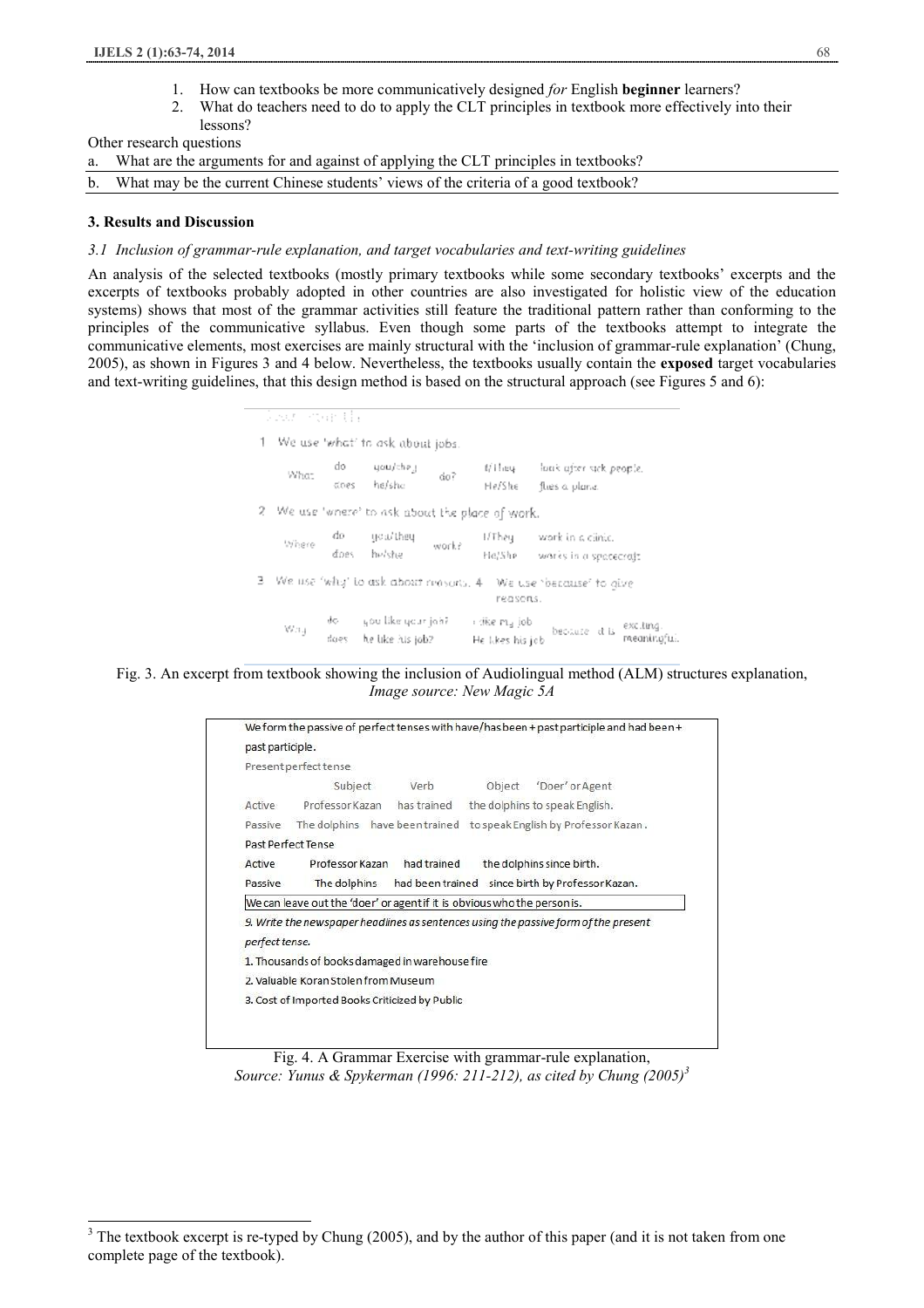1. How can textbooks be more communicatively designed *for* English **beginner** learners?
2. What do teachers need to do to apply the CLT principles in textbook more effectively into their lessons?

Other research questions

a. What are the arguments for and against of applying the CLT principles in textbooks?

b. What may be the current Chinese students' views of the criteria of a good textbook?

## 3. Results and Discussion

### *3.1 Inclusion of grammar-rule explanation, and target vocabularies and text-writing guidelines*

An analysis of the selected textbooks (mostly primary textbooks while some secondary textbooks' excerpts and the excerpts of textbooks probably adopted in other countries are also investigated for holistic view of the education systems) shows that most of the grammar activities still feature the traditional pattern rather than conforming to the principles of the communicative syllabus. Even though some parts of the textbooks attempt to integrate the communicative elements, most exercises are mainly structural with the 'inclusion of grammar-rule explanation' (Chung, 2005), as shown in Figures 3 and 4 below. Nevertheless, the textbooks usually contain the **exposed** target vocabularies and text-writing guidelines, that this design method is based on the structural approach (see Figures 5 and 6):

1 We use 'what' to ask about jobs.

What do you/they / does he/she do? — I/They look after sick people. He/She flies a plane.

2 We use 'where' to ask about the place of work.

Where do you/they / does he/she work? — I/They work in a clinic. He/She works in a spacecraft.

3 We use 'why' to ask about reasons. 4 We use 'because' to give reasons.

Why do you like your job? / does he like his job? — I like my job / He likes his job because it is exciting. meaningful.

Fig. 3. An excerpt from textbook showing the inclusion of Audiolingual method (ALM) structures explanation, *Image source: New Magic 5A*

We form the passive of perfect tenses with have/has been + past participle and had been + past participle.

Present perfect tense

| | Subject | Verb | Object | 'Doer' or Agent |
|---|---|---|---|---|
| Active | Professor Kazan | has trained | the dolphins to speak English. | |
| Passive | The dolphins | have been trained | to speak English by Professor Kazan. | |

Past Perfect Tense

| | Subject | Verb | Object | 'Doer' or Agent |
|---|---|---|---|---|
| Active | Professor Kazan | had trained | the dolphins since birth. | |
| Passive | The dolphins | had been trained | since birth by Professor Kazan. | |

We can leave out the 'doer' or agent if it is obvious who the person is.

*9. Write the newspaper headlines as sentences using the passive form of the present perfect tense.*

1. Thousands of books damaged in warehouse fire
2. Valuable Koran Stolen from Museum
3. Cost of Imported Books Criticized by Public

Fig. 4. A Grammar Exercise with grammar-rule explanation, *Source: Yunus & Spykerman (1996: 211-212), as cited by Chung (2005)*[3]

[3] The textbook excerpt is re-typed by Chung (2005), and by the author of this paper (and it is not taken from one complete page of the textbook).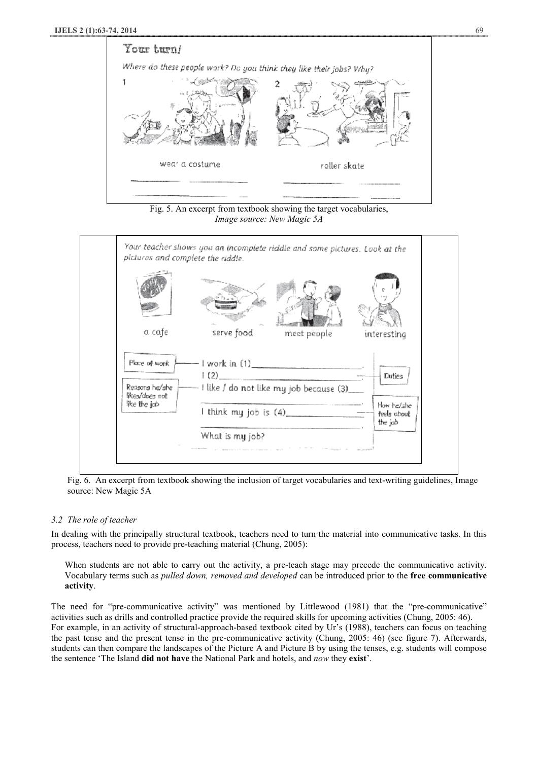Fig. 5. An excerpt from textbook showing the target vocabularies, *Image source: New Magic 5A*

Fig. 6. An excerpt from textbook showing the inclusion of target vocabularies and text-writing guidelines, Image source: New Magic 5A

### *3.2 The role of teacher*

In dealing with the principally structural textbook, teachers need to turn the material into communicative tasks. In this process, teachers need to provide pre-teaching material (Chung, 2005):

> When students are not able to carry out the activity, a pre-teach stage may precede the communicative activity. Vocabulary terms such as *pulled down, removed and developed* can be introduced prior to the **free communicative activity**.

The need for "pre-communicative activity" was mentioned by Littlewood (1981) that the "pre-communicative" activities such as drills and controlled practice provide the required skills for upcoming activities (Chung, 2005: 46). For example, in an activity of structural-approach-based textbook cited by Ur's (1988), teachers can focus on teaching the past tense and the present tense in the pre-communicative activity (Chung, 2005: 46) (see figure 7). Afterwards, students can then compare the landscapes of the Picture A and Picture B by using the tenses, e.g. students will compose the sentence 'The Island **did not have** the National Park and hotels, and *now* they **exist**'.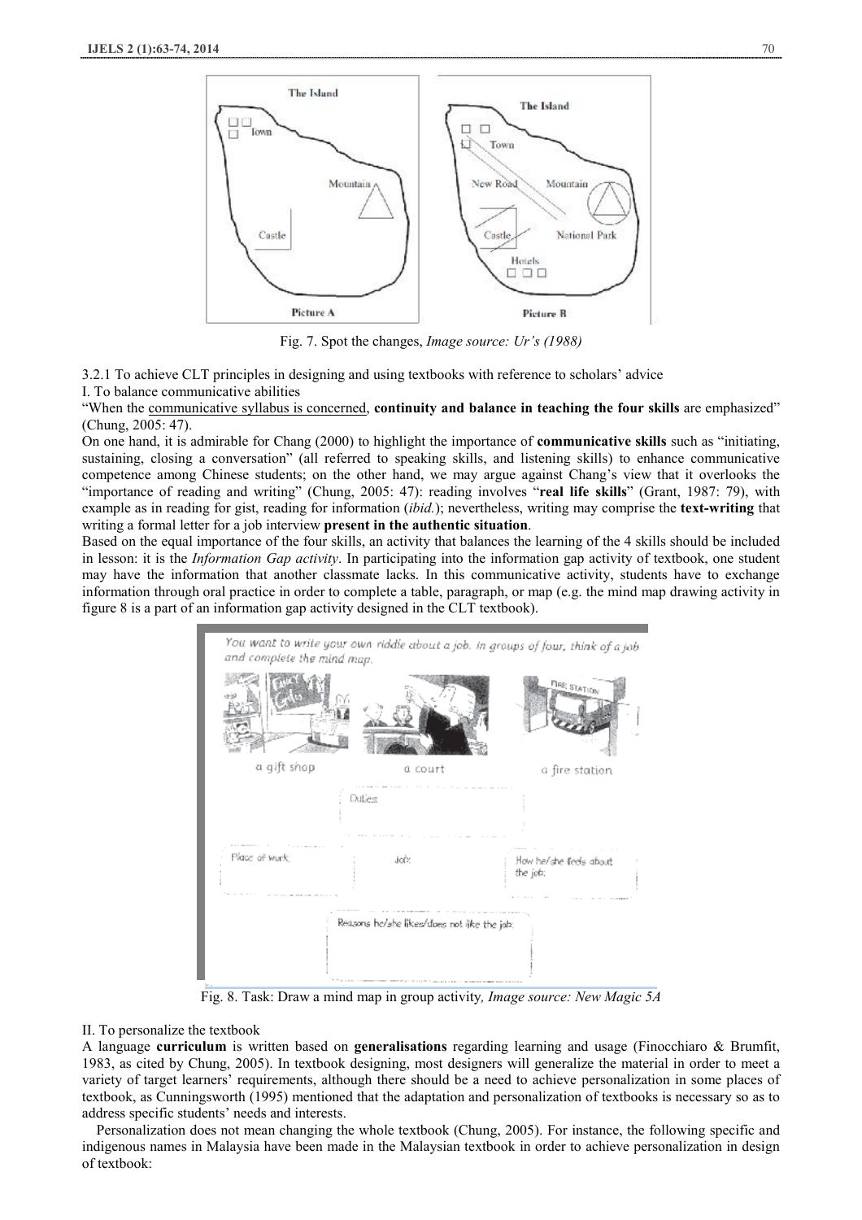Fig. 7. Spot the changes, *Image source: Ur's (1988)*

3.2.1 To achieve CLT principles in designing and using textbooks with reference to scholars' advice

I. To balance communicative abilities

"When the communicative syllabus is concerned, **continuity and balance in teaching the four skills** are emphasized" (Chung, 2005: 47).

On one hand, it is admirable for Chang (2000) to highlight the importance of **communicative skills** such as "initiating, sustaining, closing a conversation" (all referred to speaking skills, and listening skills) to enhance communicative competence among Chinese students; on the other hand, we may argue against Chang's view that it overlooks the "importance of reading and writing" (Chung, 2005: 47): reading involves "**real life skills**" (Grant, 1987: 79), with example as in reading for gist, reading for information (*ibid.*); nevertheless, writing may comprise the **text-writing** that writing a formal letter for a job interview **present in the authentic situation**.

Based on the equal importance of the four skills, an activity that balances the learning of the 4 skills should be included in lesson: it is the *Information Gap activity*. In participating into the information gap activity of textbook, one student may have the information that another classmate lacks. In this communicative activity, students have to exchange information through oral practice in order to complete a table, paragraph, or map (e.g. the mind map drawing activity in figure 8 is a part of an information gap activity designed in the CLT textbook).

Fig. 8. Task: Draw a mind map in group activity*, Image source: New Magic 5A*

II. To personalize the textbook

A language **curriculum** is written based on **generalisations** regarding learning and usage (Finocchiaro & Brumfit, 1983, as cited by Chung, 2005). In textbook designing, most designers will generalize the material in order to meet a variety of target learners' requirements, although there should be a need to achieve personalization in some places of textbook, as Cunningsworth (1995) mentioned that the adaptation and personalization of textbooks is necessary so as to address specific students' needs and interests.

Personalization does not mean changing the whole textbook (Chung, 2005). For instance, the following specific and indigenous names in Malaysia have been made in the Malaysian textbook in order to achieve personalization in design of textbook: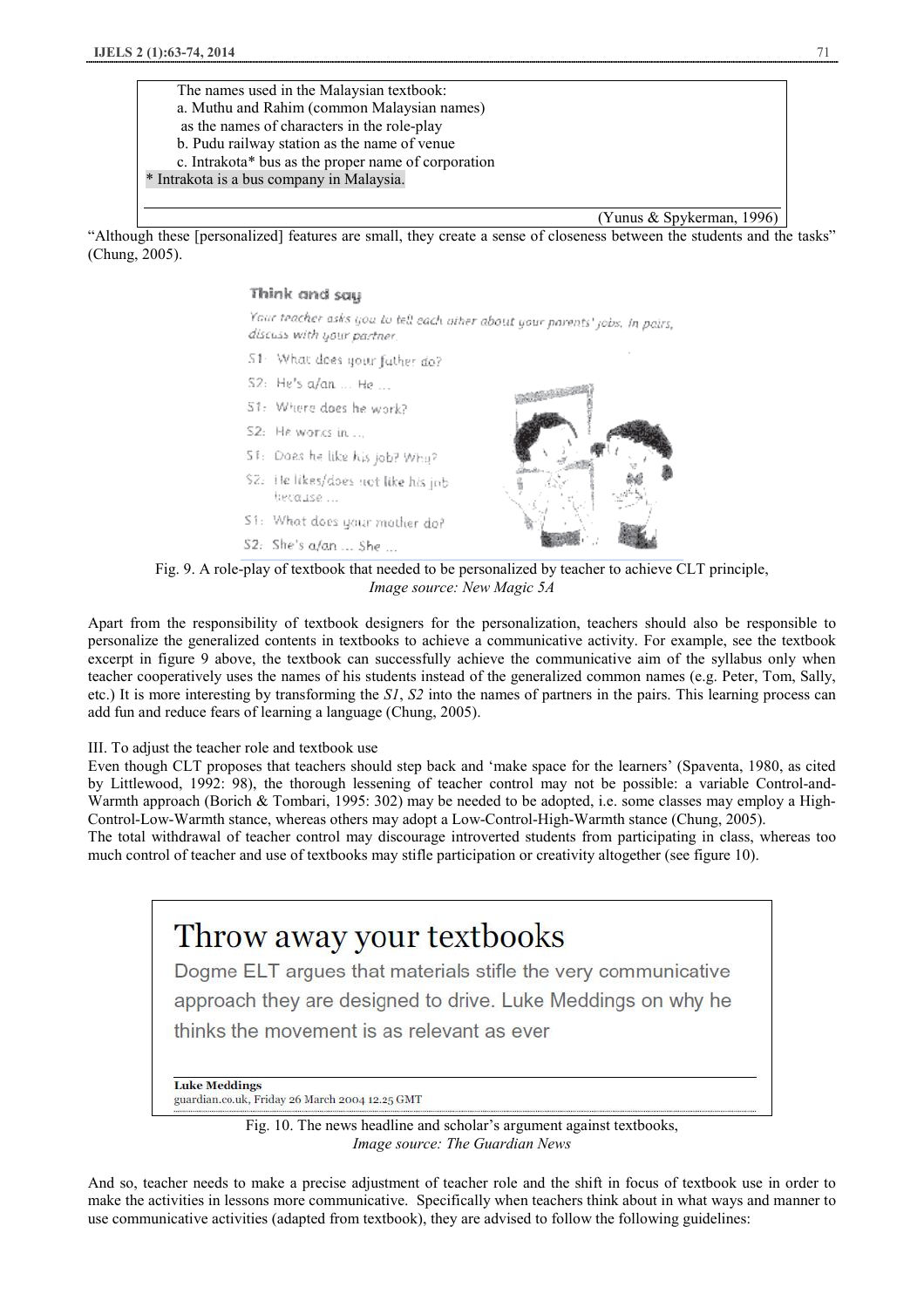The names used in the Malaysian textbook:
a. Muthu and Rahim (common Malaysian names) as the names of characters in the role-play
b. Pudu railway station as the name of venue
c. Intrakota* bus as the proper name of corporation

* Intrakota is a bus company in Malaysia.

(Yunus & Spykerman, 1996)

"Although these [personalized] features are small, they create a sense of closeness between the students and the tasks" (Chung, 2005).

**Think and say**

*Your teacher asks you to tell each other about your parents' jobs. In pairs, discuss with your partner.*

S1: What does your father do?
S2: He's a/an ... He ...
S1: Where does he work?
S2: He works in ...
S1: Does he like his job? Why?
S2: He likes/does not like his job because ...
S1: What does your mother do?
S2: She's a/an ... She ...

Fig. 9. A role-play of textbook that needed to be personalized by teacher to achieve CLT principle,
*Image source: New Magic 5A*

Apart from the responsibility of textbook designers for the personalization, teachers should also be responsible to personalize the generalized contents in textbooks to achieve a communicative activity. For example, see the textbook excerpt in figure 9 above, the textbook can successfully achieve the communicative aim of the syllabus only when teacher cooperatively uses the names of his students instead of the generalized common names (e.g. Peter, Tom, Sally, etc.) It is more interesting by transforming the *S1*, *S2* into the names of partners in the pairs. This learning process can add fun and reduce fears of learning a language (Chung, 2005).

III. To adjust the teacher role and textbook use

Even though CLT proposes that teachers should step back and 'make space for the learners' (Spaventa, 1980, as cited by Littlewood, 1992: 98), the thorough lessening of teacher control may not be possible: a variable Control-and-Warmth approach (Borich & Tombari, 1995: 302) may be needed to be adopted, i.e. some classes may employ a High-Control-Low-Warmth stance, whereas others may adopt a Low-Control-High-Warmth stance (Chung, 2005).

The total withdrawal of teacher control may discourage introverted students from participating in class, whereas too much control of teacher and use of textbooks may stifle participation or creativity altogether (see figure 10).

**Throw away your textbooks**

Dogme ELT argues that materials stifle the very communicative approach they are designed to drive. Luke Meddings on why he thinks the movement is as relevant as ever

**Luke Meddings**
guardian.co.uk, Friday 26 March 2004 12.25 GMT

Fig. 10. The news headline and scholar's argument against textbooks,
*Image source: The Guardian News*

And so, teacher needs to make a precise adjustment of teacher role and the shift in focus of textbook use in order to make the activities in lessons more communicative. Specifically when teachers think about in what ways and manner to use communicative activities (adapted from textbook), they are advised to follow the following guidelines: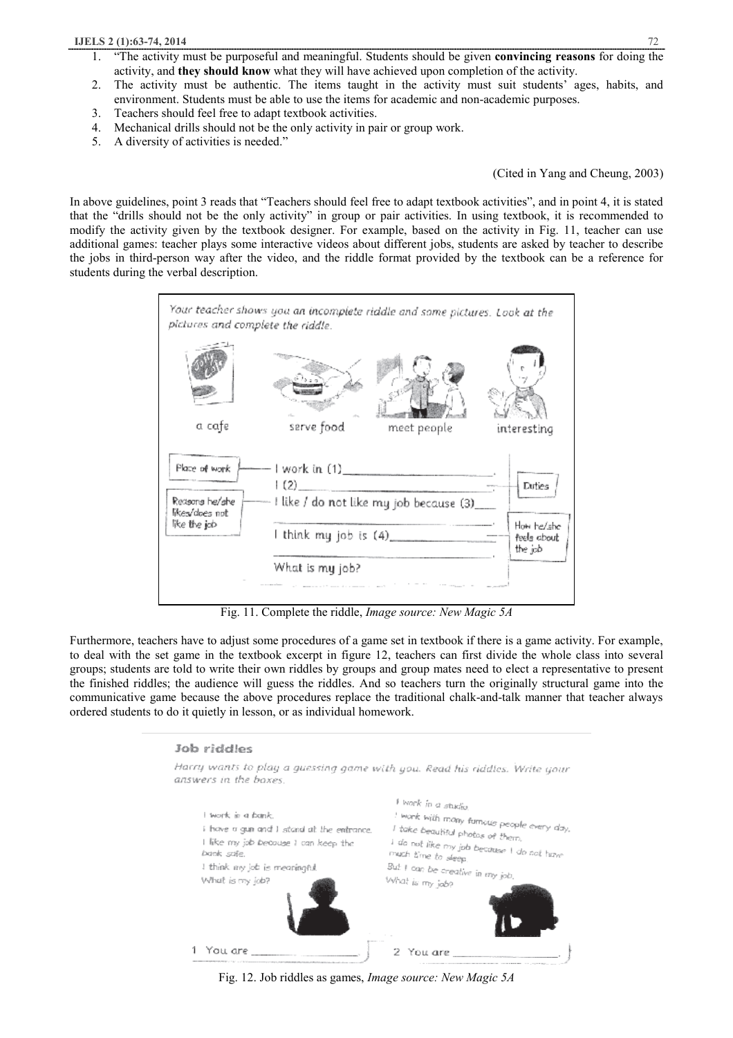1. "The activity must be purposeful and meaningful. Students should be given **convincing reasons** for doing the activity, and **they should know** what they will have achieved upon completion of the activity.
2. The activity must be authentic. The items taught in the activity must suit students' ages, habits, and environment. Students must be able to use the items for academic and non-academic purposes.
3. Teachers should feel free to adapt textbook activities.
4. Mechanical drills should not be the only activity in pair or group work.
5. A diversity of activities is needed."

(Cited in Yang and Cheung, 2003)

In above guidelines, point 3 reads that "Teachers should feel free to adapt textbook activities", and in point 4, it is stated that the "drills should not be the only activity" in group or pair activities. In using textbook, it is recommended to modify the activity given by the textbook designer. For example, based on the activity in Fig. 11, teacher can use additional games: teacher plays some interactive videos about different jobs, students are asked by teacher to describe the jobs in third-person way after the video, and the riddle format provided by the textbook can be a reference for students during the verbal description.

Fig. 11. Complete the riddle, *Image source: New Magic 5A*

Furthermore, teachers have to adjust some procedures of a game set in textbook if there is a game activity. For example, to deal with the set game in the textbook excerpt in figure 12, teachers can first divide the whole class into several groups; students are told to write their own riddles by groups and group mates need to elect a representative to present the finished riddles; the audience will guess the riddles. And so teachers turn the originally structural game into the communicative game because the above procedures replace the traditional chalk-and-talk manner that teacher always ordered students to do it quietly in lesson, or as individual homework.

Fig. 12. Job riddles as games, *Image source: New Magic 5A*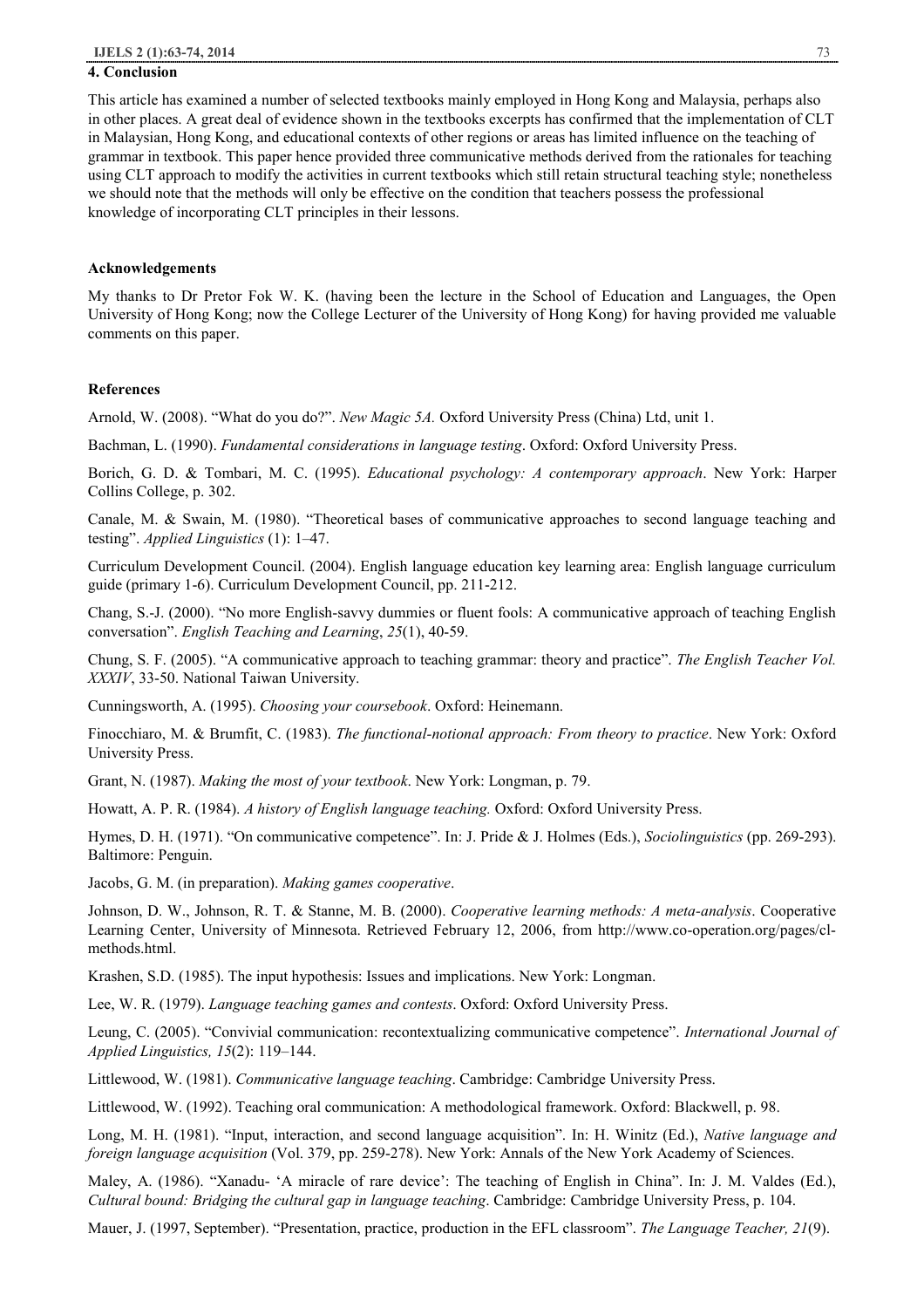## 4. Conclusion

This article has examined a number of selected textbooks mainly employed in Hong Kong and Malaysia, perhaps also in other places. A great deal of evidence shown in the textbooks excerpts has confirmed that the implementation of CLT in Malaysian, Hong Kong, and educational contexts of other regions or areas has limited influence on the teaching of grammar in textbook. This paper hence provided three communicative methods derived from the rationales for teaching using CLT approach to modify the activities in current textbooks which still retain structural teaching style; nonetheless we should note that the methods will only be effective on the condition that teachers possess the professional knowledge of incorporating CLT principles in their lessons.

### Acknowledgements

My thanks to Dr Pretor Fok W. K. (having been the lecture in the School of Education and Languages, the Open University of Hong Kong; now the College Lecturer of the University of Hong Kong) for having provided me valuable comments on this paper.

### References

Arnold, W. (2008). "What do you do?". *New Magic 5A.* Oxford University Press (China) Ltd, unit 1.

Bachman, L. (1990). *Fundamental considerations in language testing*. Oxford: Oxford University Press.

Borich, G. D. & Tombari, M. C. (1995). *Educational psychology: A contemporary approach*. New York: Harper Collins College, p. 302.

Canale, M. & Swain, M. (1980). "Theoretical bases of communicative approaches to second language teaching and testing". *Applied Linguistics* (1): 1–47.

Curriculum Development Council. (2004). English language education key learning area: English language curriculum guide (primary 1-6). Curriculum Development Council, pp. 211-212.

Chang, S.-J. (2000). "No more English-savvy dummies or fluent fools: A communicative approach of teaching English conversation". *English Teaching and Learning*, *25*(1), 40-59.

Chung, S. F. (2005). "A communicative approach to teaching grammar: theory and practice". *The English Teacher Vol. XXXIV*, 33-50. National Taiwan University.

Cunningsworth, A. (1995). *Choosing your coursebook*. Oxford: Heinemann.

Finocchiaro, M. & Brumfit, C. (1983). *The functional-notional approach: From theory to practice*. New York: Oxford University Press.

Grant, N. (1987). *Making the most of your textbook*. New York: Longman, p. 79.

Howatt, A. P. R. (1984). *A history of English language teaching.* Oxford: Oxford University Press.

Hymes, D. H. (1971). "On communicative competence". In: J. Pride & J. Holmes (Eds.), *Sociolinguistics* (pp. 269-293). Baltimore: Penguin.

Jacobs, G. M. (in preparation). *Making games cooperative*.

Johnson, D. W., Johnson, R. T. & Stanne, M. B. (2000). *Cooperative learning methods: A meta-analysis*. Cooperative Learning Center, University of Minnesota. Retrieved February 12, 2006, from http://www.co-operation.org/pages/cl-methods.html.

Krashen, S.D. (1985). The input hypothesis: Issues and implications. New York: Longman.

Lee, W. R. (1979). *Language teaching games and contests*. Oxford: Oxford University Press.

Leung, C. (2005). "Convivial communication: recontextualizing communicative competence". *International Journal of Applied Linguistics, 15*(2): 119–144.

Littlewood, W. (1981). *Communicative language teaching*. Cambridge: Cambridge University Press.

Littlewood, W. (1992). Teaching oral communication: A methodological framework. Oxford: Blackwell, p. 98.

Long, M. H. (1981). "Input, interaction, and second language acquisition". In: H. Winitz (Ed.), *Native language and foreign language acquisition* (Vol. 379, pp. 259-278). New York: Annals of the New York Academy of Sciences.

Maley, A. (1986). "Xanadu- 'A miracle of rare device': The teaching of English in China". In: J. M. Valdes (Ed.), *Cultural bound: Bridging the cultural gap in language teaching*. Cambridge: Cambridge University Press, p. 104.

Mauer, J. (1997, September). "Presentation, practice, production in the EFL classroom". *The Language Teacher, 21*(9).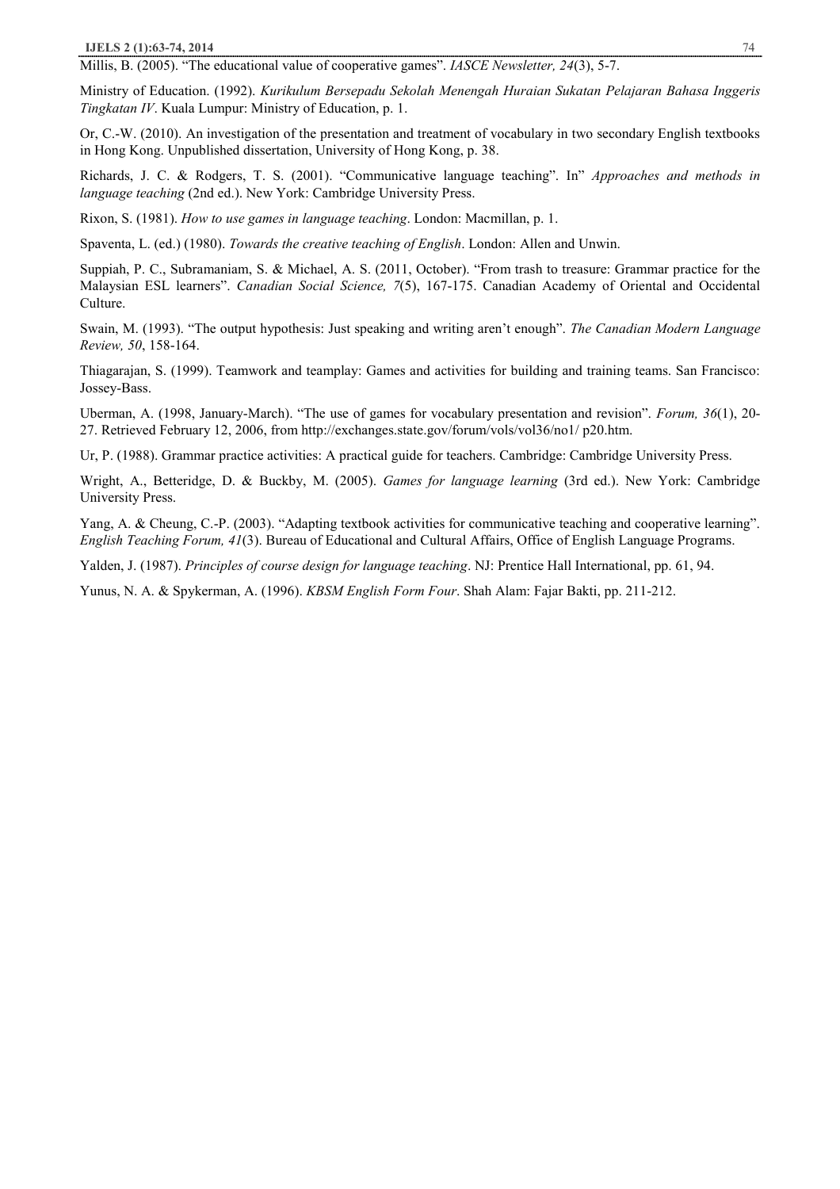Millis, B. (2005). "The educational value of cooperative games". *IASCE Newsletter, 24*(3), 5-7.

Ministry of Education. (1992). *Kurikulum Bersepadu Sekolah Menengah Huraian Sukatan Pelajaran Bahasa Inggeris Tingkatan IV*. Kuala Lumpur: Ministry of Education, p. 1.

Or, C.-W. (2010). An investigation of the presentation and treatment of vocabulary in two secondary English textbooks in Hong Kong. Unpublished dissertation, University of Hong Kong, p. 38.

Richards, J. C. & Rodgers, T. S. (2001). "Communicative language teaching". In" *Approaches and methods in language teaching* (2nd ed.). New York: Cambridge University Press.

Rixon, S. (1981). *How to use games in language teaching*. London: Macmillan, p. 1.

Spaventa, L. (ed.) (1980). *Towards the creative teaching of English*. London: Allen and Unwin.

Suppiah, P. C., Subramaniam, S. & Michael, A. S. (2011, October). "From trash to treasure: Grammar practice for the Malaysian ESL learners". *Canadian Social Science, 7*(5), 167-175. Canadian Academy of Oriental and Occidental Culture.

Swain, M. (1993). "The output hypothesis: Just speaking and writing aren't enough". *The Canadian Modern Language Review, 50*, 158-164.

Thiagarajan, S. (1999). Teamwork and teamplay: Games and activities for building and training teams. San Francisco: Jossey-Bass.

Uberman, A. (1998, January-March). "The use of games for vocabulary presentation and revision". *Forum, 36*(1), 20-27. Retrieved February 12, 2006, from http://exchanges.state.gov/forum/vols/vol36/no1/ p20.htm.

Ur, P. (1988). Grammar practice activities: A practical guide for teachers. Cambridge: Cambridge University Press.

Wright, A., Betteridge, D. & Buckby, M. (2005). *Games for language learning* (3rd ed.). New York: Cambridge University Press.

Yang, A. & Cheung, C.-P. (2003). "Adapting textbook activities for communicative teaching and cooperative learning". *English Teaching Forum, 41*(3). Bureau of Educational and Cultural Affairs, Office of English Language Programs.

Yalden, J. (1987). *Principles of course design for language teaching*. NJ: Prentice Hall International, pp. 61, 94.

Yunus, N. A. & Spykerman, A. (1996). *KBSM English Form Four*. Shah Alam: Fajar Bakti, pp. 211-212.